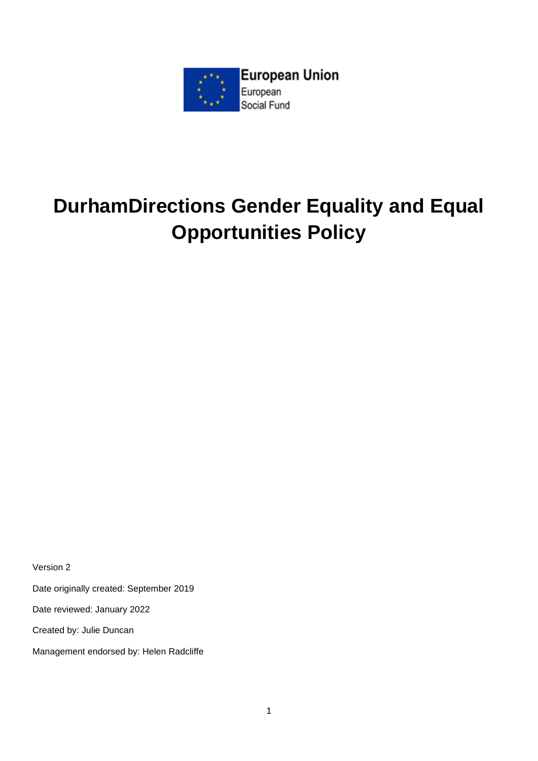European Union
European
Social Fund

# DurhamDirections Gender Equality and Equal Opportunities Policy

Version 2

Date originally created: September 2019

Date reviewed: January 2022

Created by: Julie Duncan

Management endorsed by: Helen Radcliffe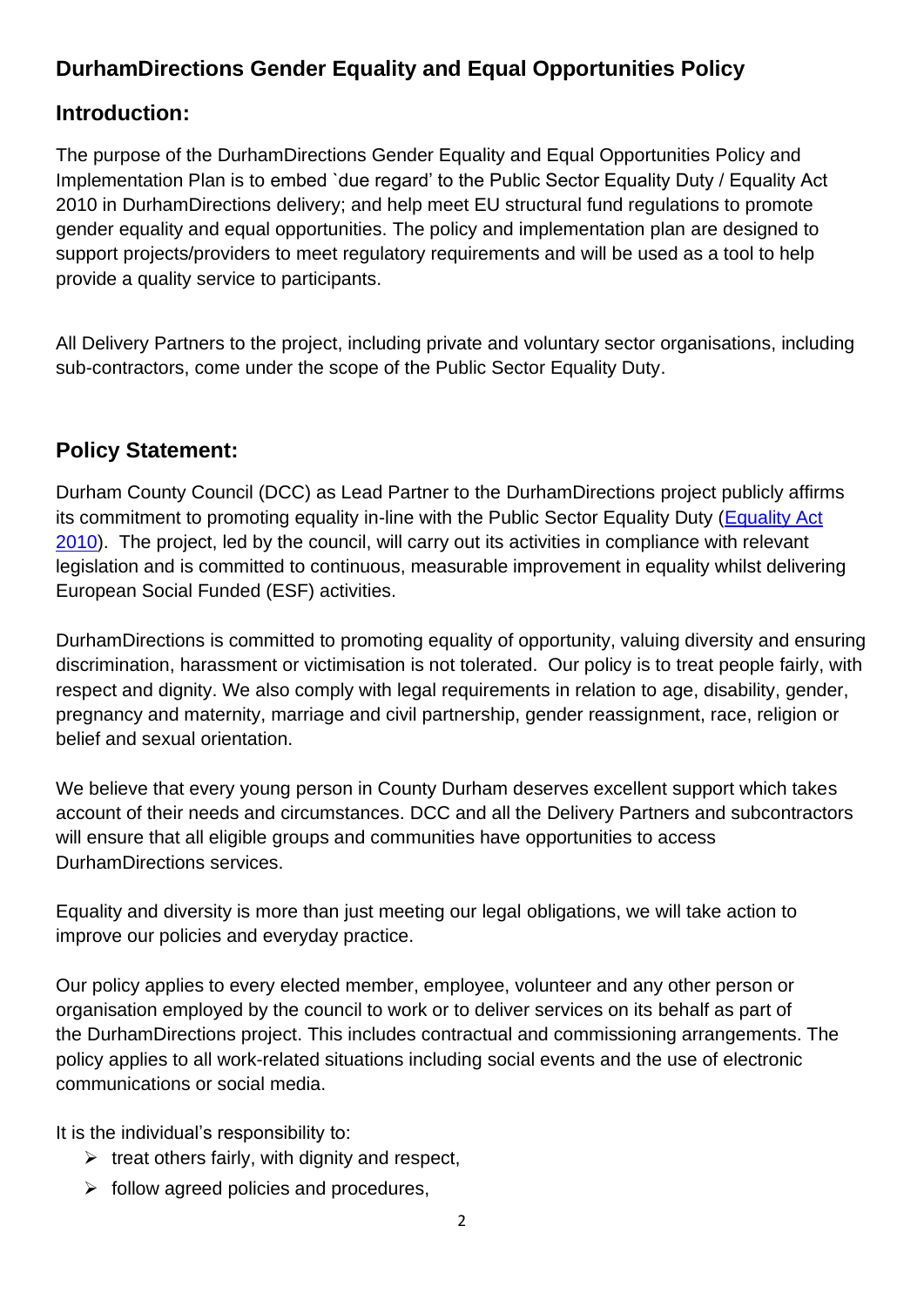## DurhamDirections Gender Equality and Equal Opportunities Policy

## Introduction:

The purpose of the DurhamDirections Gender Equality and Equal Opportunities Policy and Implementation Plan is to embed `due regard' to the Public Sector Equality Duty / Equality Act 2010 in DurhamDirections delivery; and help meet EU structural fund regulations to promote gender equality and equal opportunities. The policy and implementation plan are designed to support projects/providers to meet regulatory requirements and will be used as a tool to help provide a quality service to participants.

All Delivery Partners to the project, including private and voluntary sector organisations, including sub-contractors, come under the scope of the Public Sector Equality Duty.

## Policy Statement:

Durham County Council (DCC) as Lead Partner to the DurhamDirections project publicly affirms its commitment to promoting equality in-line with the Public Sector Equality Duty (Equality Act 2010). The project, led by the council, will carry out its activities in compliance with relevant legislation and is committed to continuous, measurable improvement in equality whilst delivering European Social Funded (ESF) activities.

DurhamDirections is committed to promoting equality of opportunity, valuing diversity and ensuring discrimination, harassment or victimisation is not tolerated. Our policy is to treat people fairly, with respect and dignity. We also comply with legal requirements in relation to age, disability, gender, pregnancy and maternity, marriage and civil partnership, gender reassignment, race, religion or belief and sexual orientation.

We believe that every young person in County Durham deserves excellent support which takes account of their needs and circumstances. DCC and all the Delivery Partners and subcontractors will ensure that all eligible groups and communities have opportunities to access DurhamDirections services.

Equality and diversity is more than just meeting our legal obligations, we will take action to improve our policies and everyday practice.

Our policy applies to every elected member, employee, volunteer and any other person or organisation employed by the council to work or to deliver services on its behalf as part of the DurhamDirections project. This includes contractual and commissioning arrangements. The policy applies to all work-related situations including social events and the use of electronic communications or social media.

It is the individual's responsibility to:

- treat others fairly, with dignity and respect,
- follow agreed policies and procedures,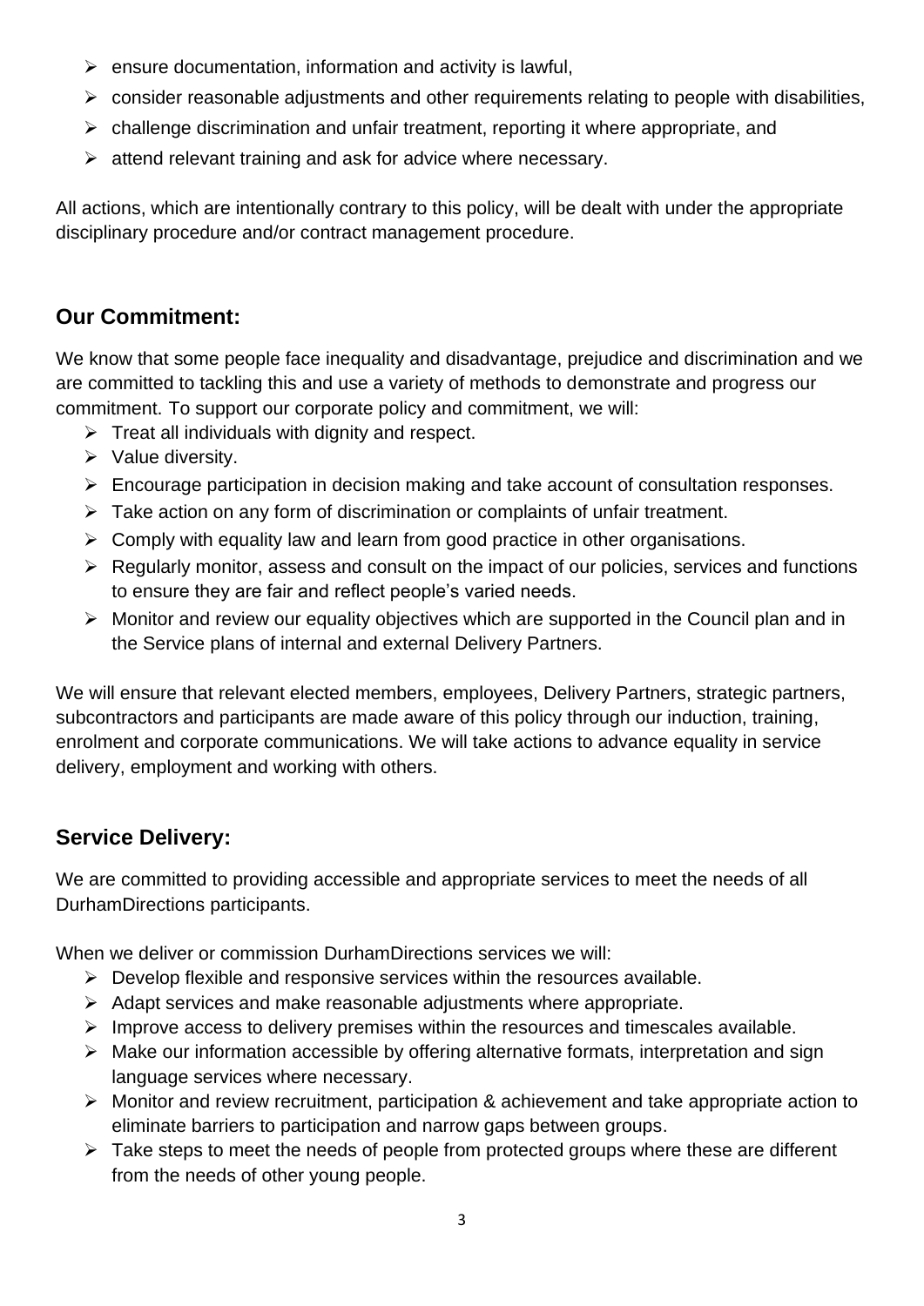- ensure documentation, information and activity is lawful,
- consider reasonable adjustments and other requirements relating to people with disabilities,
- challenge discrimination and unfair treatment, reporting it where appropriate, and
- attend relevant training and ask for advice where necessary.

All actions, which are intentionally contrary to this policy, will be dealt with under the appropriate disciplinary procedure and/or contract management procedure.

## Our Commitment:

We know that some people face inequality and disadvantage, prejudice and discrimination and we are committed to tackling this and use a variety of methods to demonstrate and progress our commitment. To support our corporate policy and commitment, we will:

- Treat all individuals with dignity and respect.
- Value diversity.
- Encourage participation in decision making and take account of consultation responses.
- Take action on any form of discrimination or complaints of unfair treatment.
- Comply with equality law and learn from good practice in other organisations.
- Regularly monitor, assess and consult on the impact of our policies, services and functions to ensure they are fair and reflect people's varied needs.
- Monitor and review our equality objectives which are supported in the Council plan and in the Service plans of internal and external Delivery Partners.

We will ensure that relevant elected members, employees, Delivery Partners, strategic partners, subcontractors and participants are made aware of this policy through our induction, training, enrolment and corporate communications. We will take actions to advance equality in service delivery, employment and working with others.

## Service Delivery:

We are committed to providing accessible and appropriate services to meet the needs of all DurhamDirections participants.

When we deliver or commission DurhamDirections services we will:

- Develop flexible and responsive services within the resources available.
- Adapt services and make reasonable adjustments where appropriate.
- Improve access to delivery premises within the resources and timescales available.
- Make our information accessible by offering alternative formats, interpretation and sign language services where necessary.
- Monitor and review recruitment, participation & achievement and take appropriate action to eliminate barriers to participation and narrow gaps between groups.
- Take steps to meet the needs of people from protected groups where these are different from the needs of other young people.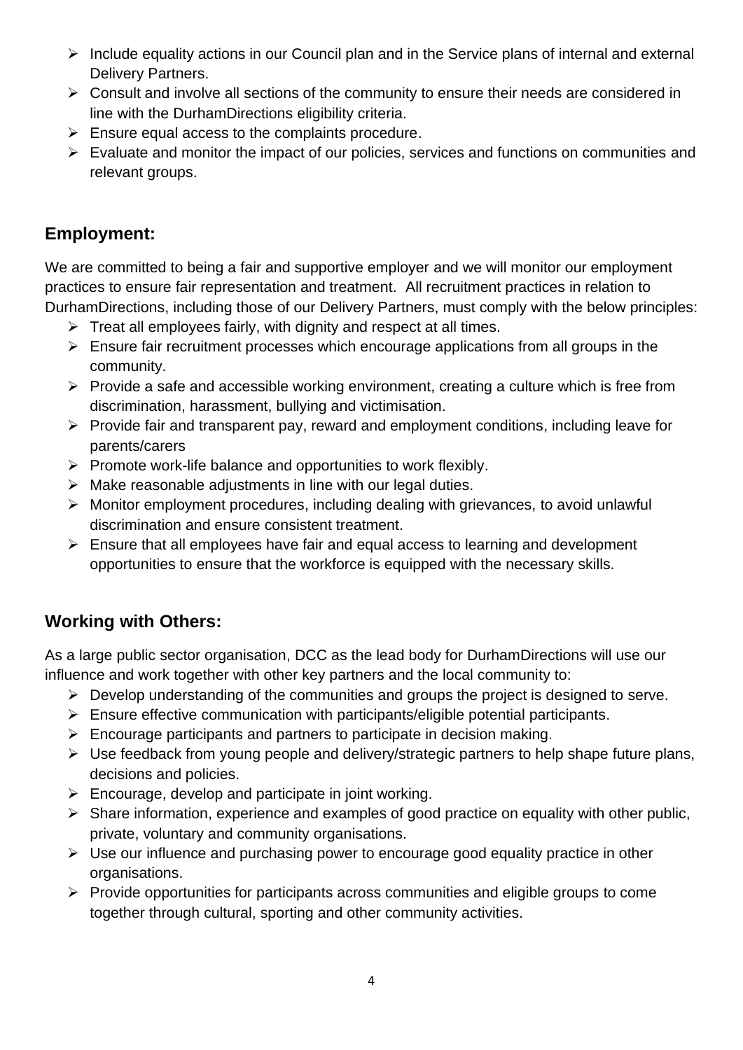- Include equality actions in our Council plan and in the Service plans of internal and external Delivery Partners.
- Consult and involve all sections of the community to ensure their needs are considered in line with the DurhamDirections eligibility criteria.
- Ensure equal access to the complaints procedure.
- Evaluate and monitor the impact of our policies, services and functions on communities and relevant groups.

## Employment:

We are committed to being a fair and supportive employer and we will monitor our employment practices to ensure fair representation and treatment. All recruitment practices in relation to DurhamDirections, including those of our Delivery Partners, must comply with the below principles:

- Treat all employees fairly, with dignity and respect at all times.
- Ensure fair recruitment processes which encourage applications from all groups in the community.
- Provide a safe and accessible working environment, creating a culture which is free from discrimination, harassment, bullying and victimisation.
- Provide fair and transparent pay, reward and employment conditions, including leave for parents/carers
- Promote work-life balance and opportunities to work flexibly.
- Make reasonable adjustments in line with our legal duties.
- Monitor employment procedures, including dealing with grievances, to avoid unlawful discrimination and ensure consistent treatment.
- Ensure that all employees have fair and equal access to learning and development opportunities to ensure that the workforce is equipped with the necessary skills.

## Working with Others:

As a large public sector organisation, DCC as the lead body for DurhamDirections will use our influence and work together with other key partners and the local community to:

- Develop understanding of the communities and groups the project is designed to serve.
- Ensure effective communication with participants/eligible potential participants.
- Encourage participants and partners to participate in decision making.
- Use feedback from young people and delivery/strategic partners to help shape future plans, decisions and policies.
- Encourage, develop and participate in joint working.
- Share information, experience and examples of good practice on equality with other public, private, voluntary and community organisations.
- Use our influence and purchasing power to encourage good equality practice in other organisations.
- Provide opportunities for participants across communities and eligible groups to come together through cultural, sporting and other community activities.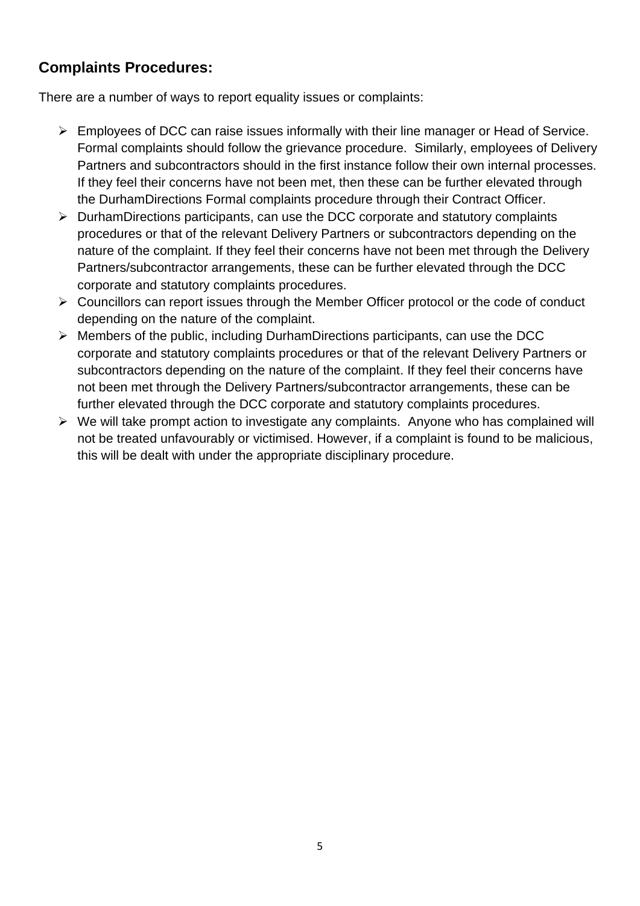## Complaints Procedures:

There are a number of ways to report equality issues or complaints:

- Employees of DCC can raise issues informally with their line manager or Head of Service. Formal complaints should follow the grievance procedure. Similarly, employees of Delivery Partners and subcontractors should in the first instance follow their own internal processes. If they feel their concerns have not been met, then these can be further elevated through the DurhamDirections Formal complaints procedure through their Contract Officer.
- DurhamDirections participants, can use the DCC corporate and statutory complaints procedures or that of the relevant Delivery Partners or subcontractors depending on the nature of the complaint. If they feel their concerns have not been met through the Delivery Partners/subcontractor arrangements, these can be further elevated through the DCC corporate and statutory complaints procedures.
- Councillors can report issues through the Member Officer protocol or the code of conduct depending on the nature of the complaint.
- Members of the public, including DurhamDirections participants, can use the DCC corporate and statutory complaints procedures or that of the relevant Delivery Partners or subcontractors depending on the nature of the complaint. If they feel their concerns have not been met through the Delivery Partners/subcontractor arrangements, these can be further elevated through the DCC corporate and statutory complaints procedures.
- We will take prompt action to investigate any complaints. Anyone who has complained will not be treated unfavourably or victimised. However, if a complaint is found to be malicious, this will be dealt with under the appropriate disciplinary procedure.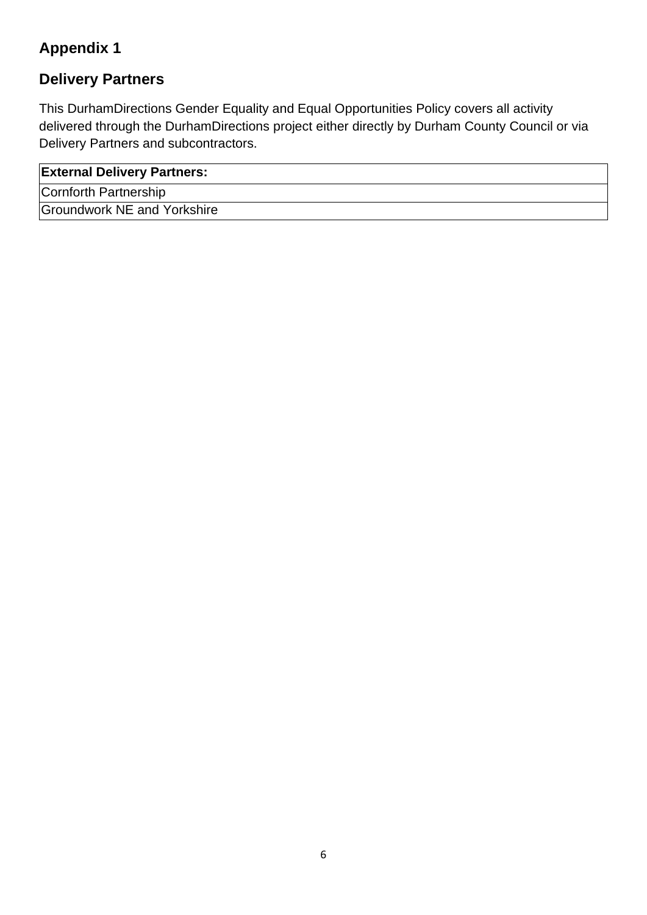# Appendix 1

## Delivery Partners

This DurhamDirections Gender Equality and Equal Opportunities Policy covers all activity delivered through the DurhamDirections project either directly by Durham County Council or via Delivery Partners and subcontractors.

| **External Delivery Partners:** |
| --- |
| Cornforth Partnership |
| Groundwork NE and Yorkshire |